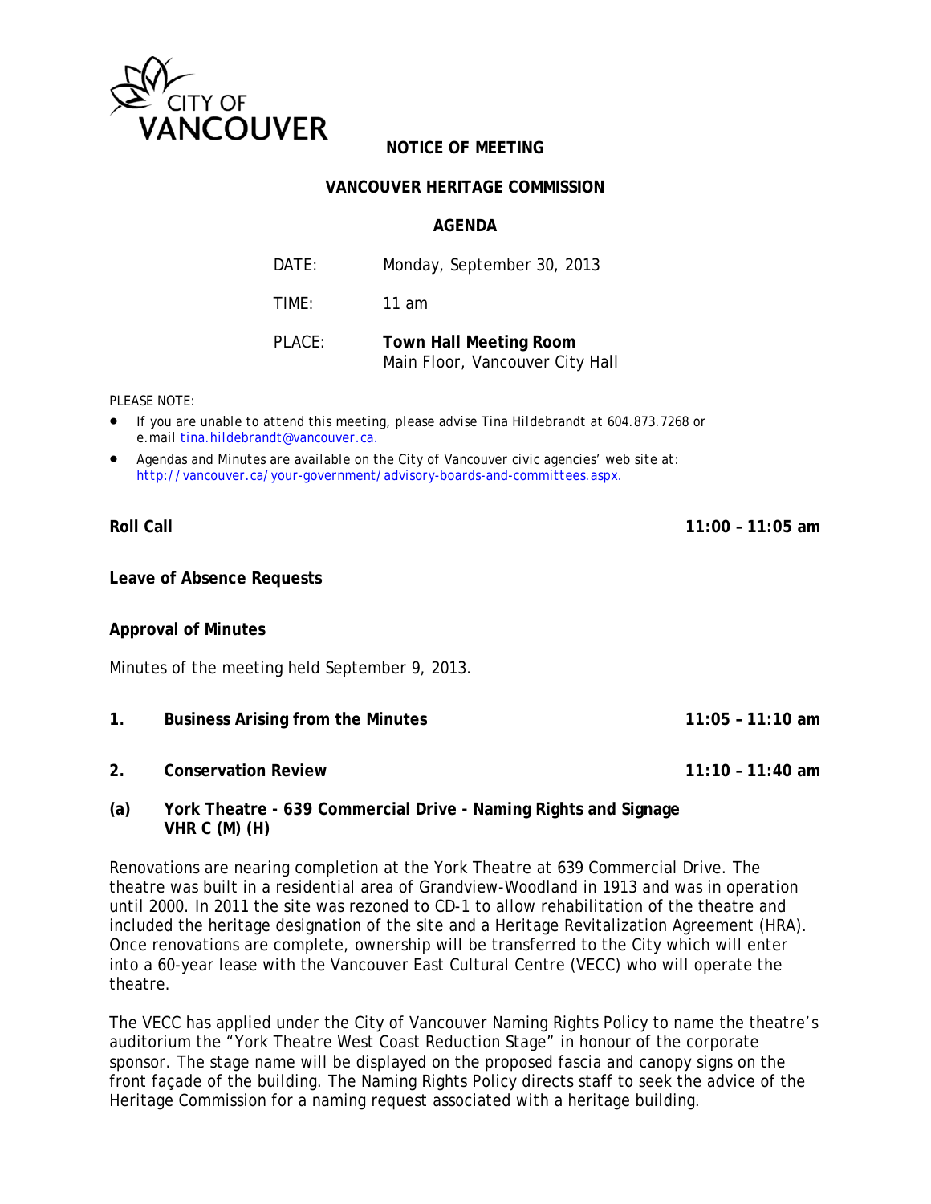CITY OF VANCOUVER

**NOTICE OF MEETING**

**VANCOUVER HERITAGE COMMISSION**

**AGENDA**

| | |
|---|---|
| DATE: | Monday, September 30, 2013 |
| TIME: | 11 am |
| PLACE: | **Town Hall Meeting Room** Main Floor, Vancouver City Hall |

PLEASE NOTE:

- If you are unable to attend this meeting, please advise Tina Hildebrandt at 604.873.7268 or e.mail tina.hildebrandt@vancouver.ca.
- Agendas and Minutes are available on the City of Vancouver civic agencies' web site at: http://vancouver.ca/your-government/advisory-boards-and-committees.aspx.

---

**Roll Call** **11:00 – 11:05 am**

**Leave of Absence Requests**

**Approval of Minutes**

Minutes of the meeting held September 9, 2013.

**1. Business Arising from the Minutes** **11:05 – 11:10 am**

**2. Conservation Review** **11:10 – 11:40 am**

**(a) York Theatre - 639 Commercial Drive - Naming Rights and Signage VHR C (M) (H)**

Renovations are nearing completion at the York Theatre at 639 Commercial Drive. The theatre was built in a residential area of Grandview-Woodland in 1913 and was in operation until 2000. In 2011 the site was rezoned to CD-1 to allow rehabilitation of the theatre and included the heritage designation of the site and a Heritage Revitalization Agreement (HRA). Once renovations are complete, ownership will be transferred to the City which will enter into a 60-year lease with the Vancouver East Cultural Centre (VECC) who will operate the theatre.

The VECC has applied under the City of Vancouver Naming Rights Policy to name the theatre's auditorium the "York Theatre West Coast Reduction Stage" in honour of the corporate sponsor. The stage name will be displayed on the proposed fascia and canopy signs on the front façade of the building. The Naming Rights Policy directs staff to seek the advice of the Heritage Commission for a naming request associated with a heritage building.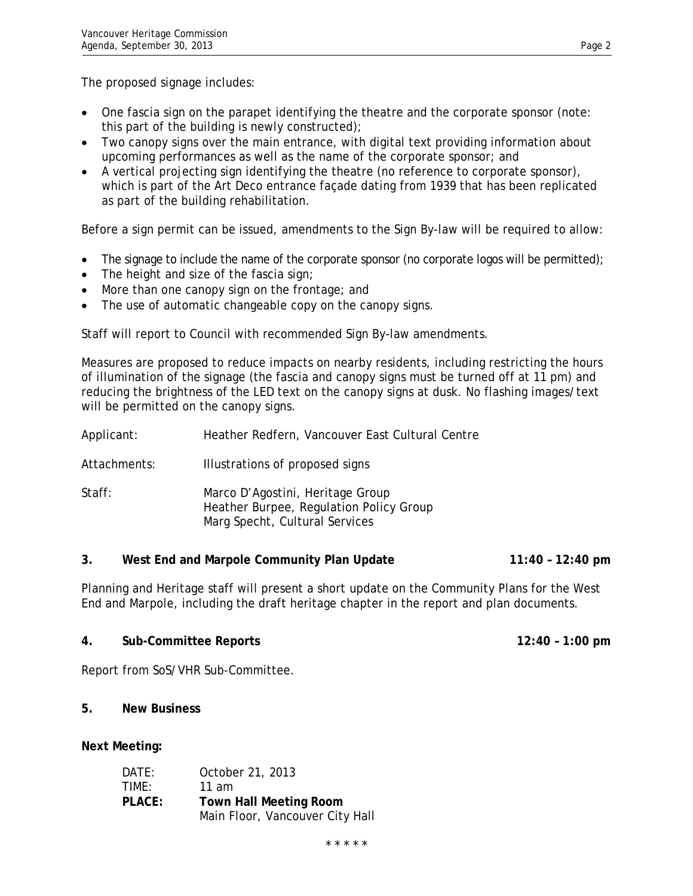The proposed signage includes:

- One fascia sign on the parapet identifying the theatre and the corporate sponsor (note: this part of the building is newly constructed);
- Two canopy signs over the main entrance, with digital text providing information about upcoming performances as well as the name of the corporate sponsor; and
- A vertical projecting sign identifying the theatre (no reference to corporate sponsor), which is part of the Art Deco entrance façade dating from 1939 that has been replicated as part of the building rehabilitation.

Before a sign permit can be issued, amendments to the Sign By-law will be required to allow:

- The signage to include the name of the corporate sponsor (no corporate logos will be permitted);
- The height and size of the fascia sign;
- More than one canopy sign on the frontage; and
- The use of automatic changeable copy on the canopy signs.

Staff will report to Council with recommended Sign By-law amendments.

Measures are proposed to reduce impacts on nearby residents, including restricting the hours of illumination of the signage (the fascia and canopy signs must be turned off at 11 pm) and reducing the brightness of the LED text on the canopy signs at dusk. No flashing images/text will be permitted on the canopy signs.

| | |
|---|---|
| Applicant: | Heather Redfern, Vancouver East Cultural Centre |
| Attachments: | Illustrations of proposed signs |
| Staff: | Marco D'Agostini, Heritage Group<br>Heather Burpee, Regulation Policy Group<br>Marg Specht, Cultural Services |

## 3. West End and Marpole Community Plan Update 11:40 – 12:40 pm

Planning and Heritage staff will present a short update on the Community Plans for the West End and Marpole, including the draft heritage chapter in the report and plan documents.

## 4. Sub-Committee Reports 12:40 – 1:00 pm

Report from SoS/VHR Sub-Committee.

## 5. New Business

**Next Meeting:**

| | |
|---|---|
| DATE: | October 21, 2013 |
| TIME: | 11 am |
| **PLACE:** | **Town Hall Meeting Room**<br>Main Floor, Vancouver City Hall |

\* \* \* \* \*